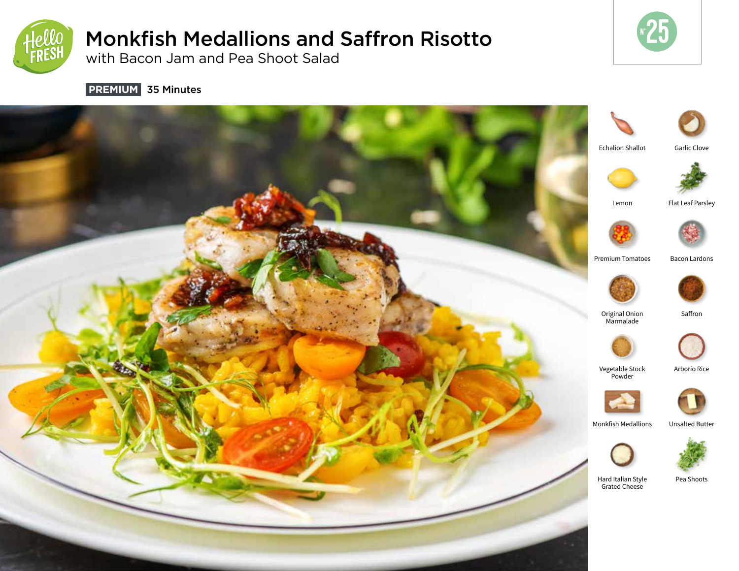# Monkfish Medallions and Saffron Risotto

## with Bacon Jam and Pea Shoot Salad

**PREMIUM** 35 Minutes

N° 25

- Echalion Shallot
- Garlic Clove
- Lemon
- Flat Leaf Parsley
- Premium Tomatoes
- Bacon Lardons
- Original Onion Marmalade
- Saffron
- Vegetable Stock Powder
- Arborio Rice
- Monkfish Medallions
- Unsalted Butter
- Hard Italian Style Grated Cheese
- Pea Shoots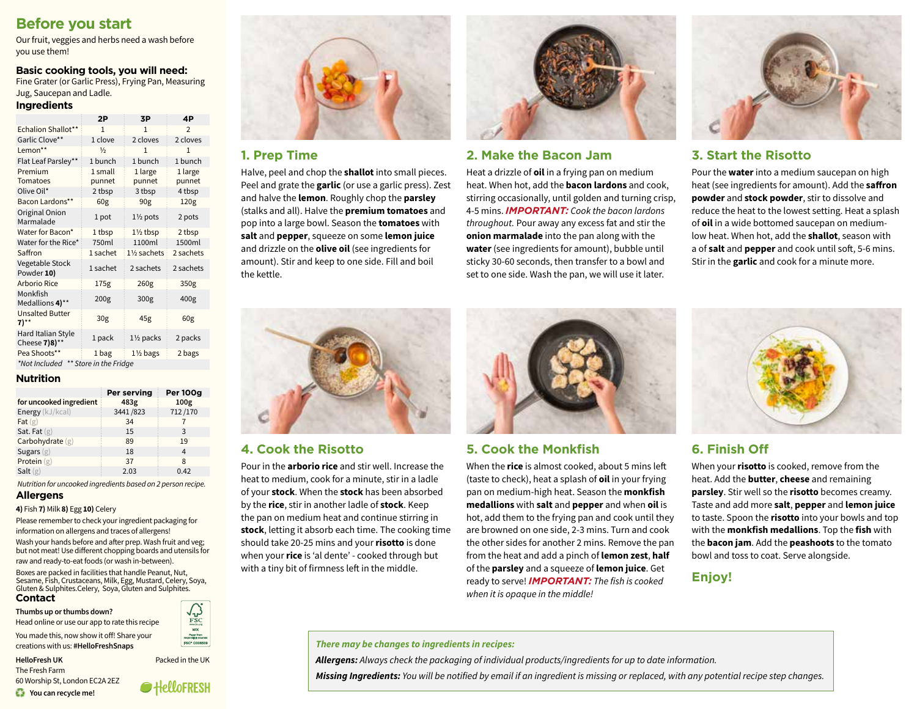## Before you start

Our fruit, veggies and herbs need a wash before you use them!

### Basic cooking tools, you will need:

Fine Grater (or Garlic Press), Frying Pan, Measuring Jug, Saucepan and Ladle.

### Ingredients

| | 2P | 3P | 4P |
|---|---|---|---|
| Echalion Shallot** | 1 | 1 | 2 |
| Garlic Clove** | 1 clove | 2 cloves | 2 cloves |
| Lemon** | ½ | 1 | 1 |
| Flat Leaf Parsley** | 1 bunch | 1 bunch | 1 bunch |
| Premium Tomatoes | 1 small punnet | 1 large punnet | 1 large punnet |
| Olive Oil* | 2 tbsp | 3 tbsp | 4 tbsp |
| Bacon Lardons** | 60g | 90g | 120g |
| Original Onion Marmalade | 1 pot | 1½ pots | 2 pots |
| Water for Bacon* | 1 tbsp | 1½ tbsp | 2 tbsp |
| Water for the Rice* | 750ml | 1100ml | 1500ml |
| Saffron | 1 sachet | 1½ sachets | 2 sachets |
| Vegetable Stock Powder **10)** | 1 sachet | 2 sachets | 2 sachets |
| Arborio Rice | 175g | 260g | 350g |
| Monkfish Medallions **4)**** | 200g | 300g | 400g |
| Unsalted Butter **7)**** | 30g | 45g | 60g |
| Hard Italian Style Cheese **7)8)**** | 1 pack | 1½ packs | 2 packs |
| Pea Shoots** | 1 bag | 1½ bags | 2 bags |

*\*Not Included \*\* Store in the Fridge*

### Nutrition

| | Per serving | Per 100g |
|---|---|---|
| **for uncooked ingredient** | **483g** | **100g** |
| Energy (kJ/kcal) | 3441 /823 | 712 /170 |
| Fat (g) | 34 | 7 |
| Sat. Fat (g) | 15 | 3 |
| Carbohydrate (g) | 89 | 19 |
| Sugars (g) | 18 | 4 |
| Protein (g) | 37 | 8 |
| Salt (g) | 2.03 | 0.42 |

*Nutrition for uncooked ingredients based on 2 person recipe.*

### Allergens

**4)** Fish **7)** Milk **8)** Egg **10)** Celery

Please remember to check your ingredient packaging for information on allergens and traces of allergens!

Wash your hands before and after prep. Wash fruit and veg; but not meat! Use different chopping boards and utensils for raw and ready-to-eat foods (or wash in-between).

Boxes are packed in facilities that handle Peanut, Nut, Sesame, Fish, Crustaceans, Milk, Egg, Mustard, Celery, Soya, Gluten & Sulphites.Celery, Soya, Gluten and Sulphites.

### Contact

**Thumbs up or thumbs down?**
Head online or use our app to rate this recipe

You made this, now show it off! Share your creations with us: **#HelloFreshSnaps**

**HelloFresh UK**
The Fresh Farm
60 Worship St, London EC2A 2EZ

Packed in the UK

**You can recycle me!**

## 1. Prep Time

Halve, peel and chop the **shallot** into small pieces. Peel and grate the **garlic** (or use a garlic press). Zest and halve the **lemon**. Roughly chop the **parsley** (stalks and all). Halve the **premium tomatoes** and pop into a large bowl. Season the **tomatoes** with **salt** and **pepper**, squeeze on some **lemon juice** and drizzle on the **olive oil** (see ingredients for amount). Stir and keep to one side. Fill and boil the kettle.

## 2. Make the Bacon Jam

Heat a drizzle of **oil** in a frying pan on medium heat. When hot, add the **bacon lardons** and cook, stirring occasionally, until golden and turning crisp, 4-5 mins. ***IMPORTANT:*** *Cook the bacon lardons throughout.* Pour away any excess fat and stir the **onion marmalade** into the pan along with the **water** (see ingredients for amount), bubble until sticky 30-60 seconds, then transfer to a bowl and set to one side. Wash the pan, we will use it later.

## 3. Start the Risotto

Pour the **water** into a medium saucepan on high heat (see ingredients for amount). Add the **saffron powder** and **stock powder**, stir to dissolve and reduce the heat to the lowest setting. Heat a splash of **oil** in a wide bottomed saucepan on medium-low heat. When hot, add the **shallot**, season with a of **salt** and **pepper** and cook until soft, 5-6 mins. Stir in the **garlic** and cook for a minute more.

## 4. Cook the Risotto

Pour in the **arborio rice** and stir well. Increase the heat to medium, cook for a minute, stir in a ladle of your **stock**. When the **stock** has been absorbed by the **rice**, stir in another ladle of **stock**. Keep the pan on medium heat and continue stirring in **stock**, letting it absorb each time. The cooking time should take 20-25 mins and your **risotto** is done when your **rice** is 'al dente' - cooked through but with a tiny bit of firmness left in the middle.

## 5. Cook the Monkfish

When the **rice** is almost cooked, about 5 mins left (taste to check), heat a splash of **oil** in your frying pan on medium-high heat. Season the **monkfish medallions** with **salt** and **pepper** and when **oil** is hot, add them to the frying pan and cook until they are browned on one side, 2-3 mins. Turn and cook the other sides for another 2 mins. Remove the pan from the heat and add a pinch of **lemon zest**, **half** of the **parsley** and a squeeze of **lemon juice**. Get ready to serve! ***IMPORTANT:*** *The fish is cooked when it is opaque in the middle!*

## 6. Finish Off

When your **risotto** is cooked, remove from the heat. Add the **butter**, **cheese** and remaining **parsley**. Stir well so the **risotto** becomes creamy. Taste and add more **salt**, **pepper** and **lemon juice** to taste. Spoon the **risotto** into your bowls and top with the **monkfish medallions**. Top the **fish** with the **bacon jam**. Add the **peashoots** to the tomato bowl and toss to coat. Serve alongside.

## Enjoy!

***There may be changes to ingredients in recipes:***

***Allergens:*** *Always check the packaging of individual products/ingredients for up to date information.*

***Missing Ingredients:*** *You will be notified by email if an ingredient is missing or replaced, with any potential recipe step changes.*